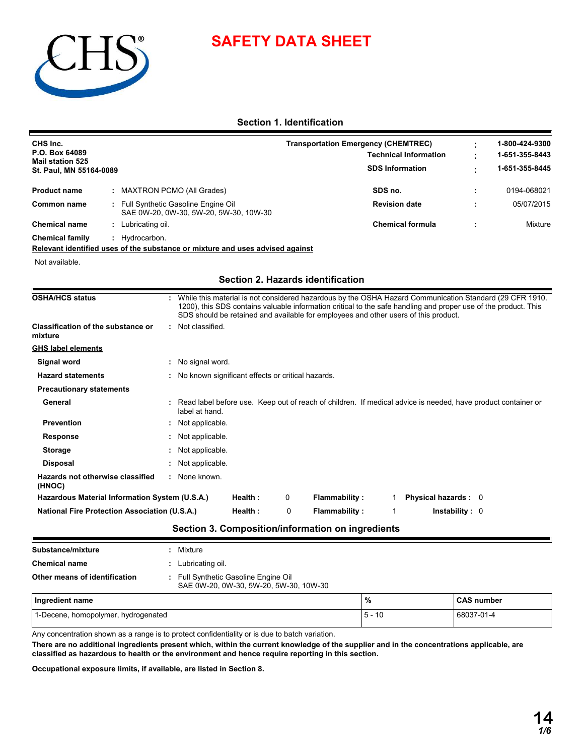# SAFETY DATA SHEET

## Section 1. Identification

**CHS Inc.**
**P.O. Box 64089**
**Mail station 525**
**St. Paul, MN 55164-0089**

| | | |
|---|---|---|
| **Transportation Emergency (CHEMTREC)** | : | **1-800-424-9300** |
| **Technical Information** | : | **1-651-355-8443** |
| **SDS Information** | : | **1-651-355-8445** |

| | | | | | |
|---|---|---|---|---|---|
| **Product name** | : | MAXTRON PCMO (All Grades) | **SDS no.** | : | 0194-068021 |
| **Common name** | : | Full Synthetic Gasoline Engine Oil SAE 0W-20, 0W-30, 5W-20, 5W-30, 10W-30 | **Revision date** | : | 05/07/2015 |
| **Chemical name** | : | Lubricating oil. | **Chemical formula** | : | Mixture |
| **Chemical family** | : | Hydrocarbon. | | | |

**Relevant identified uses of the substance or mixture and uses advised against**

Not available.

## Section 2. Hazards identification

**OSHA/HCS status** : While this material is not considered hazardous by the OSHA Hazard Communication Standard (29 CFR 1910. 1200), this SDS contains valuable information critical to the safe handling and proper use of the product. This SDS should be retained and available for employees and other users of this product.

**Classification of the substance or mixture** : Not classified.

**GHS label elements**

**Signal word** : No signal word.

**Hazard statements** : No known significant effects or critical hazards.

**Precautionary statements**

**General** : Read label before use. Keep out of reach of children. If medical advice is needed, have product container or label at hand.

**Prevention** : Not applicable.

**Response** : Not applicable.

**Storage** : Not applicable.

**Disposal** : Not applicable.

**Hazards not otherwise classified (HNOC)** : None known.

| | | | | | | |
|---|---|---|---|---|---|---|
| **Hazardous Material Information System (U.S.A.)** | **Health :** | 0 | **Flammability :** | 1 | **Physical hazards :** | 0 |
| **National Fire Protection Association (U.S.A.)** | **Health :** | 0 | **Flammability :** | 1 | **Instability :** | 0 |

## Section 3. Composition/information on ingredients

**Substance/mixture** : Mixture

**Chemical name** : Lubricating oil.

**Other means of identification** : Full Synthetic Gasoline Engine Oil SAE 0W-20, 0W-30, 5W-20, 5W-30, 10W-30

| Ingredient name | % | CAS number |
|---|---|---|
| 1-Decene, homopolymer, hydrogenated | 5 - 10 | 68037-01-4 |

Any concentration shown as a range is to protect confidentiality or is due to batch variation.

**There are no additional ingredients present which, within the current knowledge of the supplier and in the concentrations applicable, are classified as hazardous to health or the environment and hence require reporting in this section.**

**Occupational exposure limits, if available, are listed in Section 8.**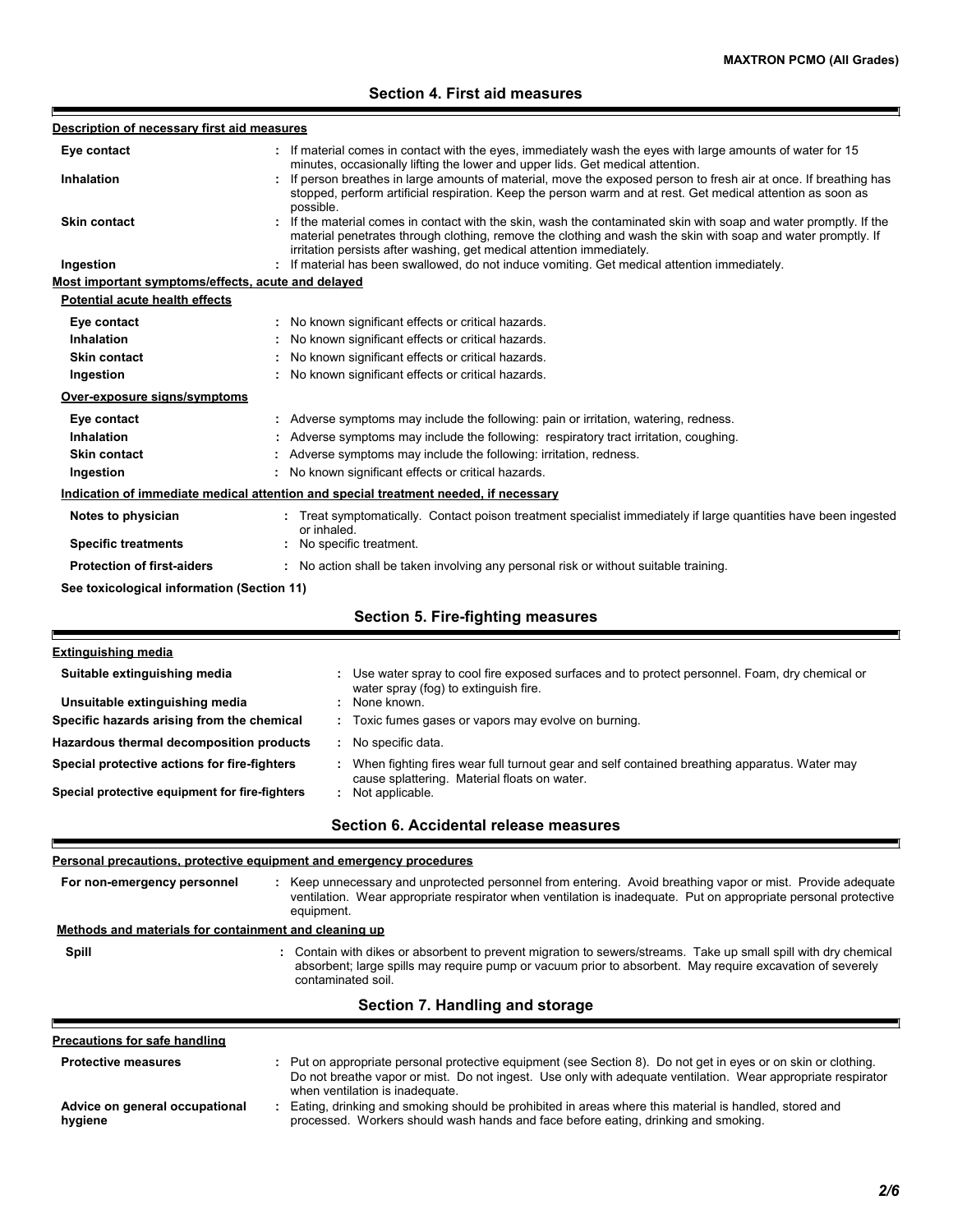## Section 4. First aid measures

**Description of necessary first aid measures**

| | |
|---|---|
| **Eye contact** | : If material comes in contact with the eyes, immediately wash the eyes with large amounts of water for 15 minutes, occasionally lifting the lower and upper lids. Get medical attention. |
| **Inhalation** | : If person breathes in large amounts of material, move the exposed person to fresh air at once. If breathing has stopped, perform artificial respiration. Keep the person warm and at rest. Get medical attention as soon as possible. |
| **Skin contact** | : If the material comes in contact with the skin, wash the contaminated skin with soap and water promptly. If the material penetrates through clothing, remove the clothing and wash the skin with soap and water promptly. If irritation persists after washing, get medical attention immediately. |
| **Ingestion** | : If material has been swallowed, do not induce vomiting. Get medical attention immediately. |

**Most important symptoms/effects, acute and delayed**

**Potential acute health effects**

| | |
|---|---|
| **Eye contact** | : No known significant effects or critical hazards. |
| **Inhalation** | : No known significant effects or critical hazards. |
| **Skin contact** | : No known significant effects or critical hazards. |
| **Ingestion** | : No known significant effects or critical hazards. |

**Over-exposure signs/symptoms**

| | |
|---|---|
| **Eye contact** | : Adverse symptoms may include the following: pain or irritation, watering, redness. |
| **Inhalation** | : Adverse symptoms may include the following: respiratory tract irritation, coughing. |
| **Skin contact** | : Adverse symptoms may include the following: irritation, redness. |
| **Ingestion** | : No known significant effects or critical hazards. |

**Indication of immediate medical attention and special treatment needed, if necessary**

| | |
|---|---|
| **Notes to physician** | : Treat symptomatically. Contact poison treatment specialist immediately if large quantities have been ingested or inhaled. |
| **Specific treatments** | : No specific treatment. |
| **Protection of first-aiders** | : No action shall be taken involving any personal risk or without suitable training. |

**See toxicological information (Section 11)**

## Section 5. Fire-fighting measures

**Extinguishing media**

| | |
|---|---|
| **Suitable extinguishing media** | : Use water spray to cool fire exposed surfaces and to protect personnel. Foam, dry chemical or water spray (fog) to extinguish fire. |
| **Unsuitable extinguishing media** | : None known. |
| **Specific hazards arising from the chemical** | : Toxic fumes gases or vapors may evolve on burning. |
| **Hazardous thermal decomposition products** | : No specific data. |
| **Special protective actions for fire-fighters** | : When fighting fires wear full turnout gear and self contained breathing apparatus. Water may cause splattering. Material floats on water. |
| **Special protective equipment for fire-fighters** | : Not applicable. |

## Section 6. Accidental release measures

**Personal precautions, protective equipment and emergency procedures**

| | |
|---|---|
| **For non-emergency personnel** | : Keep unnecessary and unprotected personnel from entering. Avoid breathing vapor or mist. Provide adequate ventilation. Wear appropriate respirator when ventilation is inadequate. Put on appropriate personal protective equipment. |

**Methods and materials for containment and cleaning up**

| | |
|---|---|
| **Spill** | : Contain with dikes or absorbent to prevent migration to sewers/streams. Take up small spill with dry chemical absorbent; large spills may require pump or vacuum prior to absorbent. May require excavation of severely contaminated soil. |

## Section 7. Handling and storage

**Precautions for safe handling**

| | |
|---|---|
| **Protective measures** | : Put on appropriate personal protective equipment (see Section 8). Do not get in eyes or on skin or clothing. Do not breathe vapor or mist. Do not ingest. Use only with adequate ventilation. Wear appropriate respirator when ventilation is inadequate. |
| **Advice on general occupational hygiene** | : Eating, drinking and smoking should be prohibited in areas where this material is handled, stored and processed. Workers should wash hands and face before eating, drinking and smoking. |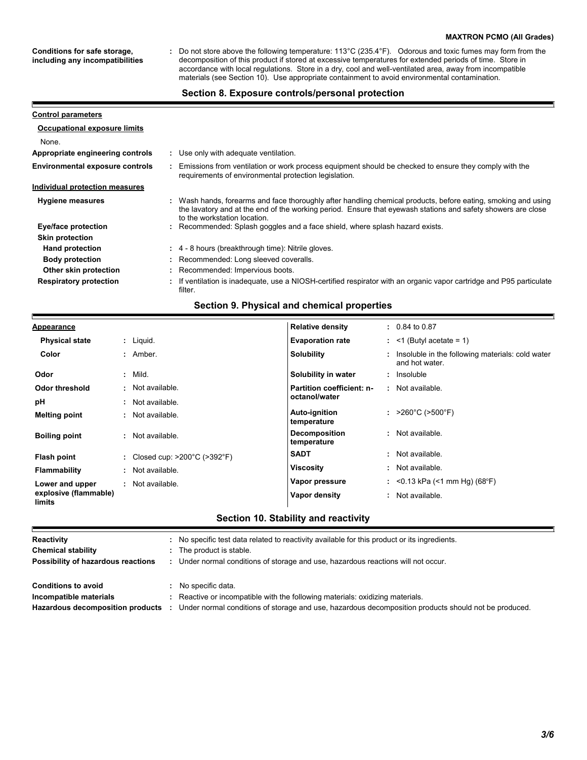**Conditions for safe storage, including any incompatibilities** : Do not store above the following temperature: 113°C (235.4°F). Odorous and toxic fumes may form from the decomposition of this product if stored at excessive temperatures for extended periods of time. Store in accordance with local regulations. Store in a dry, cool and well-ventilated area, away from incompatible materials (see Section 10). Use appropriate containment to avoid environmental contamination.

## Section 8. Exposure controls/personal protection

**Control parameters**

**Occupational exposure limits**

None.

**Appropriate engineering controls** : Use only with adequate ventilation.

**Environmental exposure controls** : Emissions from ventilation or work process equipment should be checked to ensure they comply with the requirements of environmental protection legislation.

**Individual protection measures**

**Hygiene measures** : Wash hands, forearms and face thoroughly after handling chemical products, before eating, smoking and using the lavatory and at the end of the working period. Ensure that eyewash stations and safety showers are close to the workstation location.

**Eye/face protection** : Recommended: Splash goggles and a face shield, where splash hazard exists.

**Skin protection**

**Hand protection** : 4 - 8 hours (breakthrough time): Nitrile gloves.

**Body protection** : Recommended: Long sleeved coveralls.

**Other skin protection** : Recommended: Impervious boots.

**Respiratory protection** : If ventilation is inadequate, use a NIOSH-certified respirator with an organic vapor cartridge and P95 particulate filter.

## Section 9. Physical and chemical properties

| Property | Value | Property | Value |
|---|---|---|---|
| **Appearance** | | **Relative density** | 0.84 to 0.87 |
| **Physical state** | Liquid. | **Evaporation rate** | <1 (Butyl acetate = 1) |
| **Color** | Amber. | **Solubility** | Insoluble in the following materials: cold water and hot water. |
| **Odor** | Mild. | **Solubility in water** | Insoluble |
| **Odor threshold** | Not available. | **Partition coefficient: n-octanol/water** | Not available. |
| **pH** | Not available. | | |
| **Melting point** | Not available. | **Auto-ignition temperature** | >260°C (>500°F) |
| **Boiling point** | Not available. | **Decomposition temperature** | Not available. |
| **Flash point** | Closed cup: >200°C (>392°F) | **SADT** | Not available. |
| **Flammability** | Not available. | **Viscosity** | Not available. |
| **Lower and upper explosive (flammable) limits** | Not available. | **Vapor pressure** | <0.13 kPa (<1 mm Hg) (68°F) |
| | | **Vapor density** | Not available. |

## Section 10. Stability and reactivity

**Reactivity** : No specific test data related to reactivity available for this product or its ingredients.

**Chemical stability** : The product is stable.

**Possibility of hazardous reactions** : Under normal conditions of storage and use, hazardous reactions will not occur.

**Conditions to avoid** : No specific data.

**Incompatible materials** : Reactive or incompatible with the following materials: oxidizing materials.

**Hazardous decomposition products** : Under normal conditions of storage and use, hazardous decomposition products should not be produced.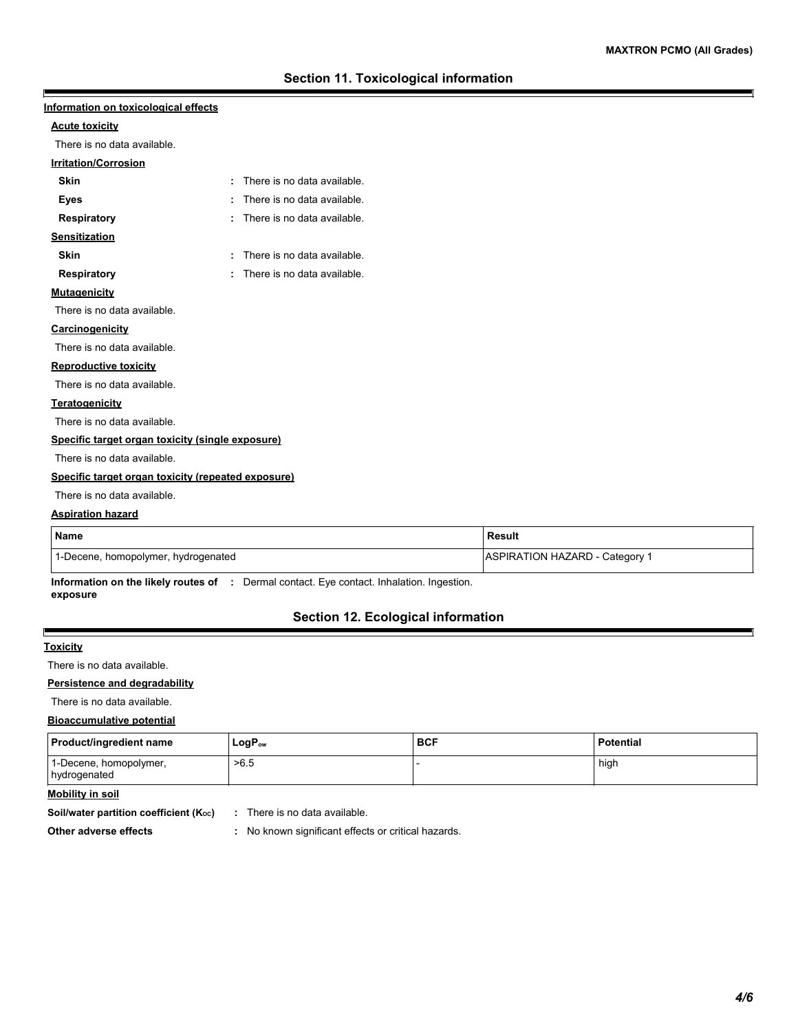## Section 11. Toxicological information

### Information on toxicological effects

**Acute toxicity**

There is no data available.

**Irritation/Corrosion**

**Skin** : There is no data available.

**Eyes** : There is no data available.

**Respiratory** : There is no data available.

**Sensitization**

**Skin** : There is no data available.

**Respiratory** : There is no data available.

**Mutagenicity**

There is no data available.

**Carcinogenicity**

There is no data available.

**Reproductive toxicity**

There is no data available.

**Teratogenicity**

There is no data available.

**Specific target organ toxicity (single exposure)**

There is no data available.

**Specific target organ toxicity (repeated exposure)**

There is no data available.

**Aspiration hazard**

| Name | Result |
| --- | --- |
| 1-Decene, homopolymer, hydrogenated | ASPIRATION HAZARD - Category 1 |

**Information on the likely routes of exposure** : Dermal contact. Eye contact. Inhalation. Ingestion.

## Section 12. Ecological information

**Toxicity**

There is no data available.

**Persistence and degradability**

There is no data available.

**Bioaccumulative potential**

| Product/ingredient name | $LogP_{ow}$ | BCF | Potential |
| --- | --- | --- | --- |
| 1-Decene, homopolymer, hydrogenated | >6.5 | - | high |

**Mobility in soil**

**Soil/water partition coefficient ($K_{OC}$)** : There is no data available.

**Other adverse effects** : No known significant effects or critical hazards.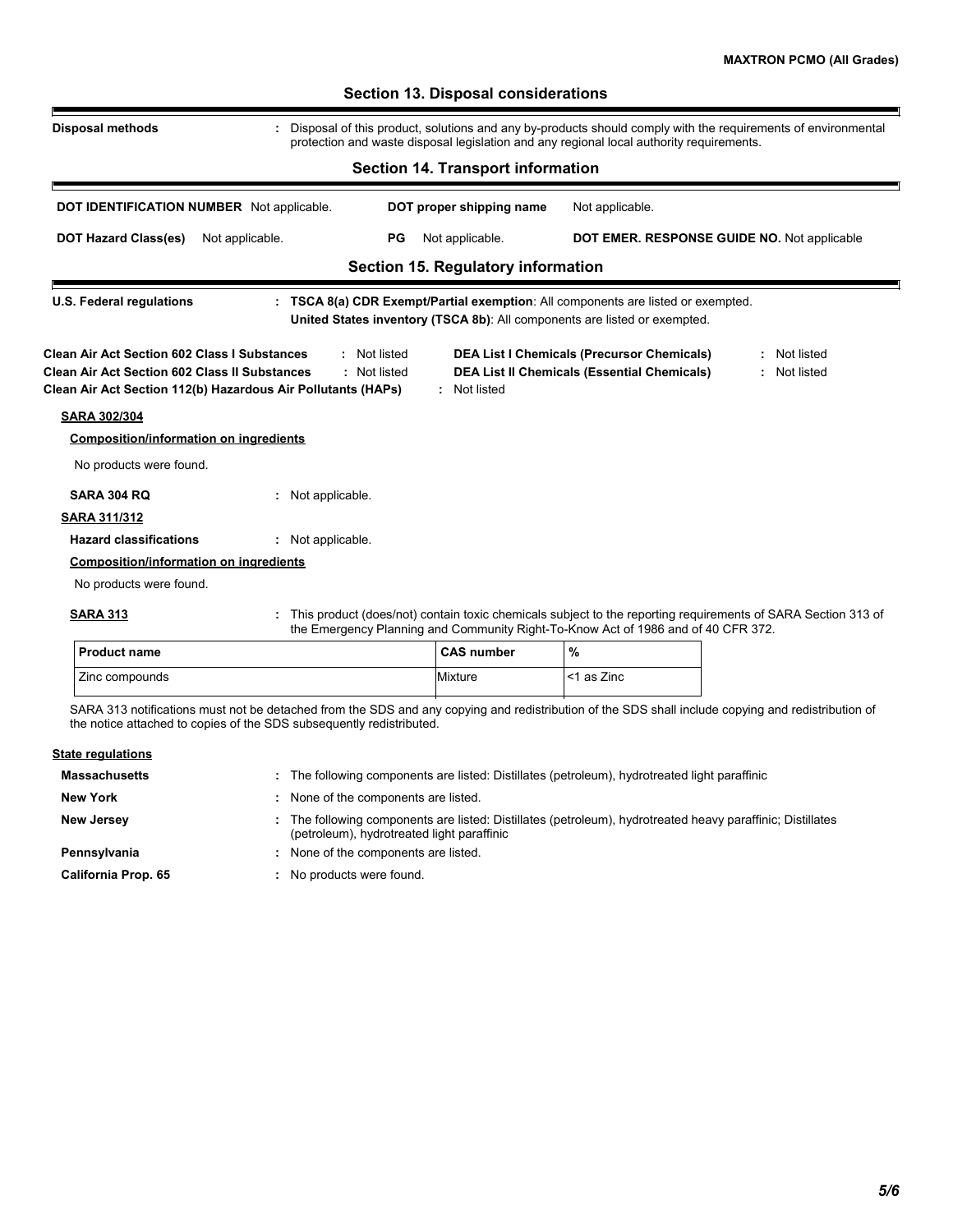## Section 13. Disposal considerations

**Disposal methods** : Disposal of this product, solutions and any by-products should comply with the requirements of environmental protection and waste disposal legislation and any regional local authority requirements.

## Section 14. Transport information

**DOT IDENTIFICATION NUMBER** Not applicable.

**DOT proper shipping name** Not applicable.

**DOT Hazard Class(es)** Not applicable.

**PG** Not applicable.

**DOT EMER. RESPONSE GUIDE NO.** Not applicable

## Section 15. Regulatory information

**U.S. Federal regulations** : **TSCA 8(a) CDR Exempt/Partial exemption**: All components are listed or exempted.
**United States inventory (TSCA 8b)**: All components are listed or exempted.

**Clean Air Act Section 602 Class I Substances** : Not listed

**Clean Air Act Section 602 Class II Substances** : Not listed

**Clean Air Act Section 112(b) Hazardous Air Pollutants (HAPs)** : Not listed

**DEA List I Chemicals (Precursor Chemicals)** : Not listed

**DEA List II Chemicals (Essential Chemicals)** : Not listed

**SARA 302/304**

**Composition/information on ingredients**

No products were found.

**SARA 304 RQ** : Not applicable.

**SARA 311/312**

**Hazard classifications** : Not applicable.

**Composition/information on ingredients**

No products were found.

**SARA 313** : This product (does/not) contain toxic chemicals subject to the reporting requirements of SARA Section 313 of the Emergency Planning and Community Right-To-Know Act of 1986 and of 40 CFR 372.

| Product name | CAS number | % |
|---|---|---|
| Zinc compounds | Mixture | <1 as Zinc |

SARA 313 notifications must not be detached from the SDS and any copying and redistribution of the SDS shall include copying and redistribution of the notice attached to copies of the SDS subsequently redistributed.

**State regulations**

**Massachusetts** : The following components are listed: Distillates (petroleum), hydrotreated light paraffinic

**New York** : None of the components are listed.

**New Jersey** : The following components are listed: Distillates (petroleum), hydrotreated heavy paraffinic; Distillates (petroleum), hydrotreated light paraffinic

**Pennsylvania** : None of the components are listed.

**California Prop. 65** : No products were found.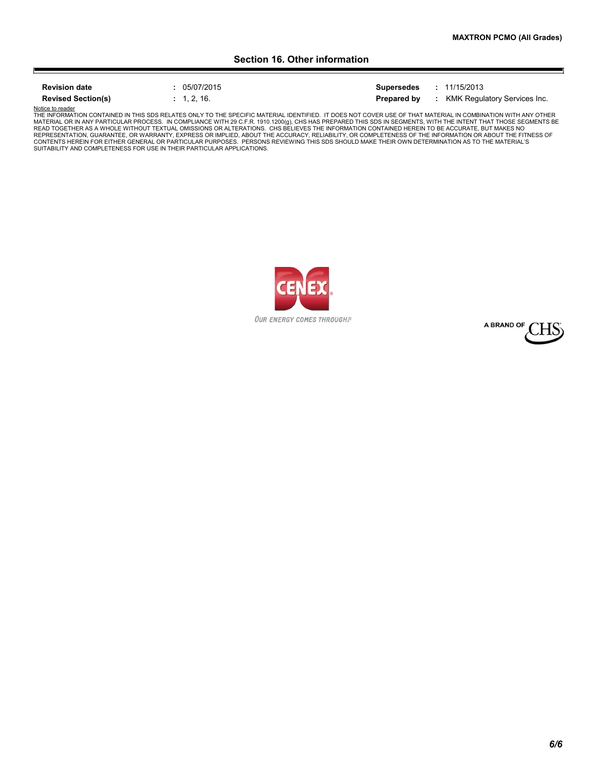## Section 16. Other information

| | | | |
|---|---|---|---|
| **Revision date** | : 05/07/2015 | **Supersedes** | : 11/15/2013 |
| **Revised Section(s)** | : 1, 2, 16. | **Prepared by** | : KMK Regulatory Services Inc. |

Notice to reader

THE INFORMATION CONTAINED IN THIS SDS RELATES ONLY TO THE SPECIFIC MATERIAL IDENTIFIED. IT DOES NOT COVER USE OF THAT MATERIAL IN COMBINATION WITH ANY OTHER MATERIAL OR IN ANY PARTICULAR PROCESS. IN COMPLIANCE WITH 29 C.F.R. 1910.1200(g), CHS HAS PREPARED THIS SDS IN SEGMENTS, WITH THE INTENT THAT THOSE SEGMENTS BE READ TOGETHER AS A WHOLE WITHOUT TEXTUAL OMISSIONS OR ALTERATIONS. CHS BELIEVES THE INFORMATION CONTAINED HEREIN TO BE ACCURATE, BUT MAKES NO REPRESENTATION, GUARANTEE, OR WARRANTY, EXPRESS OR IMPLIED, ABOUT THE ACCURACY, RELIABILITY, OR COMPLETENESS OF THE INFORMATION OR ABOUT THE FITNESS OF CONTENTS HEREIN FOR EITHER GENERAL OR PARTICULAR PURPOSES. PERSONS REVIEWING THIS SDS SHOULD MAKE THEIR OWN DETERMINATION AS TO THE MATERIAL'S SUITABILITY AND COMPLETENESS FOR USE IN THEIR PARTICULAR APPLICATIONS.

CENEX®

*OUR ENERGY COMES THROUGH.®*

A BRAND OF CHS®